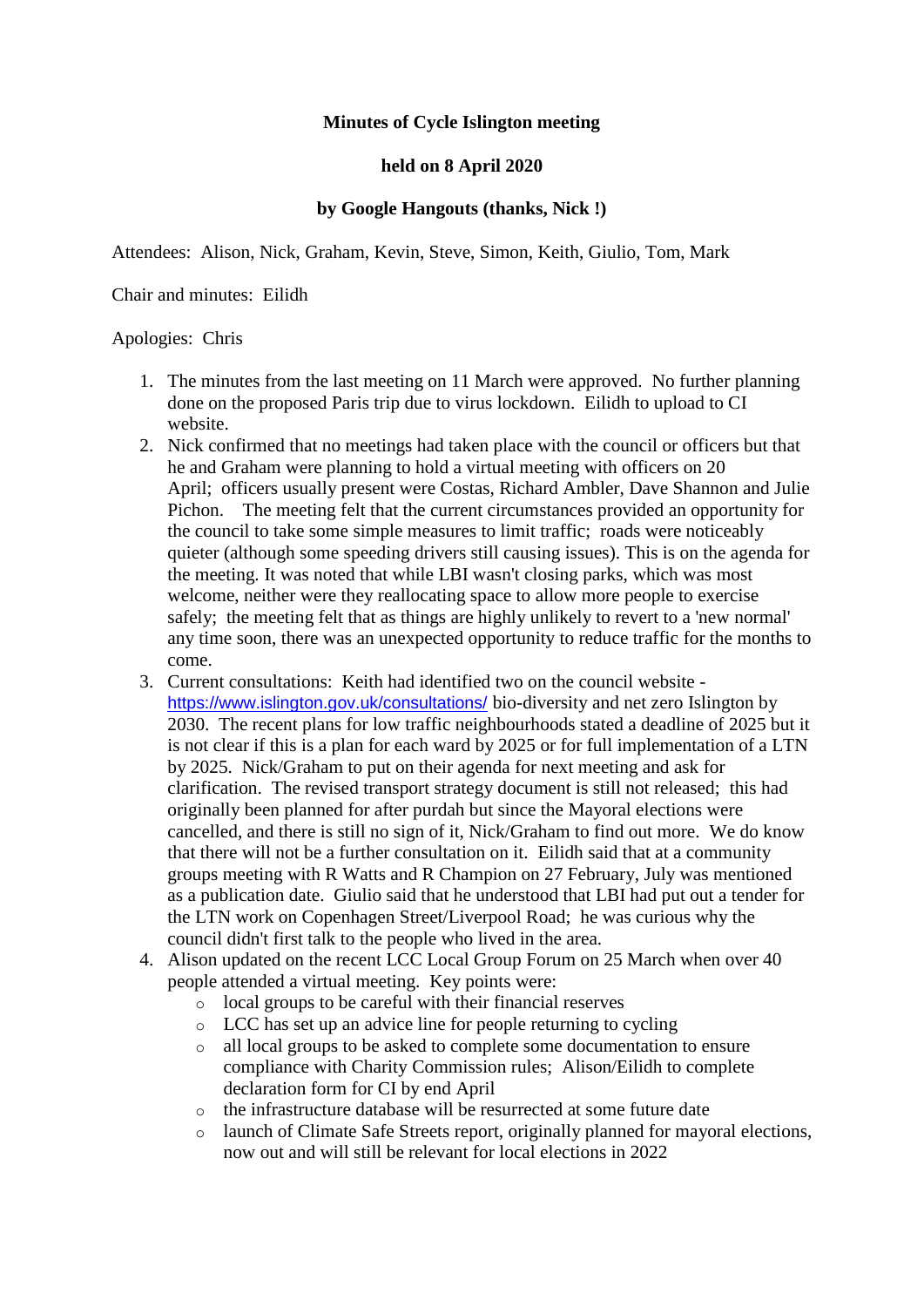**Minutes of Cycle Islington meeting**

**held on 8 April 2020**

**by Google Hangouts (thanks, Nick !)**

Attendees: Alison, Nick, Graham, Kevin, Steve, Simon, Keith, Giulio, Tom, Mark

Chair and minutes: Eilidh

Apologies: Chris

1. The minutes from the last meeting on 11 March were approved. No further planning done on the proposed Paris trip due to virus lockdown. Eilidh to upload to CI website.
2. Nick confirmed that no meetings had taken place with the council or officers but that he and Graham were planning to hold a virtual meeting with officers on 20 April; officers usually present were Costas, Richard Ambler, Dave Shannon and Julie Pichon. The meeting felt that the current circumstances provided an opportunity for the council to take some simple measures to limit traffic; roads were noticeably quieter (although some speeding drivers still causing issues). This is on the agenda for the meeting. It was noted that while LBI wasn't closing parks, which was most welcome, neither were they reallocating space to allow more people to exercise safely; the meeting felt that as things are highly unlikely to revert to a 'new normal' any time soon, there was an unexpected opportunity to reduce traffic for the months to come.
3. Current consultations: Keith had identified two on the council website - https://www.islington.gov.uk/consultations/ bio-diversity and net zero Islington by 2030. The recent plans for low traffic neighbourhoods stated a deadline of 2025 but it is not clear if this is a plan for each ward by 2025 or for full implementation of a LTN by 2025. Nick/Graham to put on their agenda for next meeting and ask for clarification. The revised transport strategy document is still not released; this had originally been planned for after purdah but since the Mayoral elections were cancelled, and there is still no sign of it, Nick/Graham to find out more. We do know that there will not be a further consultation on it. Eilidh said that at a community groups meeting with R Watts and R Champion on 27 February, July was mentioned as a publication date. Giulio said that he understood that LBI had put out a tender for the LTN work on Copenhagen Street/Liverpool Road; he was curious why the council didn't first talk to the people who lived in the area.
4. Alison updated on the recent LCC Local Group Forum on 25 March when over 40 people attended a virtual meeting. Key points were:
   - local groups to be careful with their financial reserves
   - LCC has set up an advice line for people returning to cycling
   - all local groups to be asked to complete some documentation to ensure compliance with Charity Commission rules; Alison/Eilidh to complete declaration form for CI by end April
   - the infrastructure database will be resurrected at some future date
   - launch of Climate Safe Streets report, originally planned for mayoral elections, now out and will still be relevant for local elections in 2022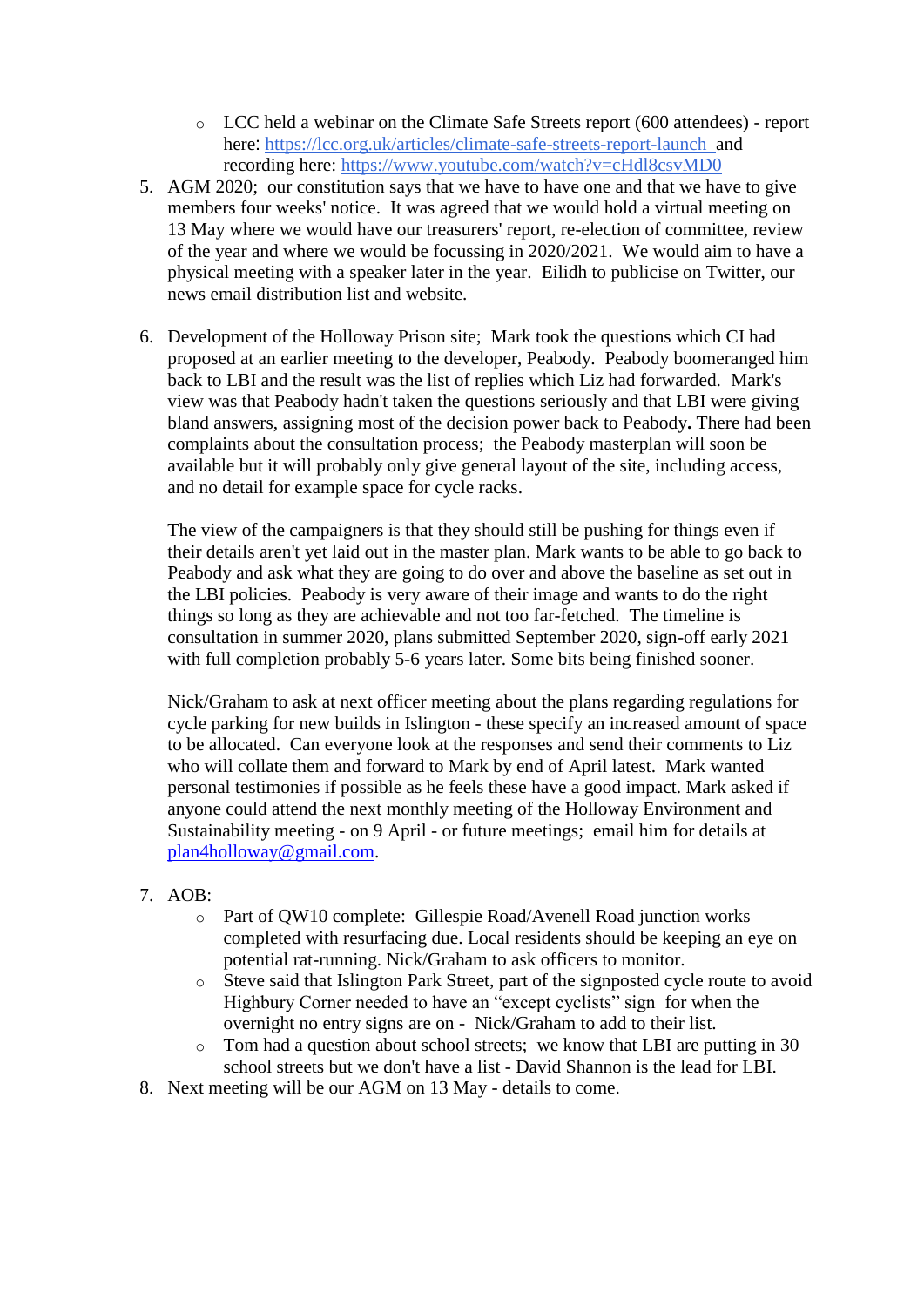- LCC held a webinar on the Climate Safe Streets report (600 attendees) - report here: https://lcc.org.uk/articles/climate-safe-streets-report-launch and recording here: https://www.youtube.com/watch?v=cHdl8csvMD0

5. AGM 2020; our constitution says that we have to have one and that we have to give members four weeks' notice. It was agreed that we would hold a virtual meeting on 13 May where we would have our treasurers' report, re-election of committee, review of the year and where we would be focussing in 2020/2021. We would aim to have a physical meeting with a speaker later in the year. Eilidh to publicise on Twitter, our news email distribution list and website.

6. Development of the Holloway Prison site; Mark took the questions which CI had proposed at an earlier meeting to the developer, Peabody. Peabody boomeranged him back to LBI and the result was the list of replies which Liz had forwarded. Mark's view was that Peabody hadn't taken the questions seriously and that LBI were giving bland answers, assigning most of the decision power back to Peabody**.** There had been complaints about the consultation process; the Peabody masterplan will soon be available but it will probably only give general layout of the site, including access, and no detail for example space for cycle racks.

   The view of the campaigners is that they should still be pushing for things even if their details aren't yet laid out in the master plan. Mark wants to be able to go back to Peabody and ask what they are going to do over and above the baseline as set out in the LBI policies. Peabody is very aware of their image and wants to do the right things so long as they are achievable and not too far-fetched. The timeline is consultation in summer 2020, plans submitted September 2020, sign-off early 2021 with full completion probably 5-6 years later. Some bits being finished sooner.

   Nick/Graham to ask at next officer meeting about the plans regarding regulations for cycle parking for new builds in Islington - these specify an increased amount of space to be allocated. Can everyone look at the responses and send their comments to Liz who will collate them and forward to Mark by end of April latest. Mark wanted personal testimonies if possible as he feels these have a good impact. Mark asked if anyone could attend the next monthly meeting of the Holloway Environment and Sustainability meeting - on 9 April - or future meetings; email him for details at plan4holloway@gmail.com.

7. AOB:
   - Part of QW10 complete: Gillespie Road/Avenell Road junction works completed with resurfacing due. Local residents should be keeping an eye on potential rat-running. Nick/Graham to ask officers to monitor.
   - Steve said that Islington Park Street, part of the signposted cycle route to avoid Highbury Corner needed to have an "except cyclists" sign for when the overnight no entry signs are on - Nick/Graham to add to their list.
   - Tom had a question about school streets; we know that LBI are putting in 30 school streets but we don't have a list - David Shannon is the lead for LBI.

8. Next meeting will be our AGM on 13 May - details to come.